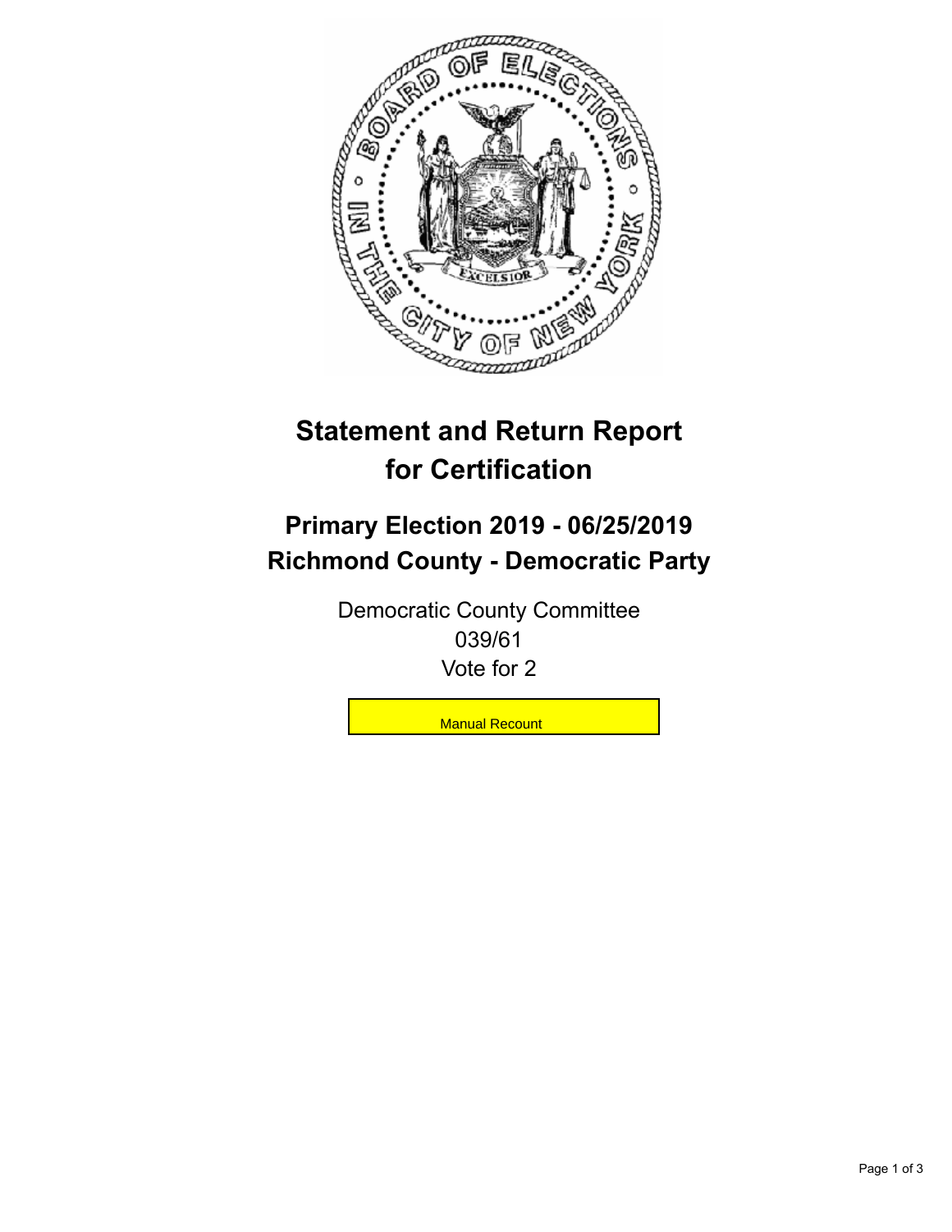# Statement and Return Report for Certification

## Primary Election 2019 - 06/25/2019
## Richmond County - Democratic Party

Democratic County Committee
039/61
Vote for 2

Manual Recount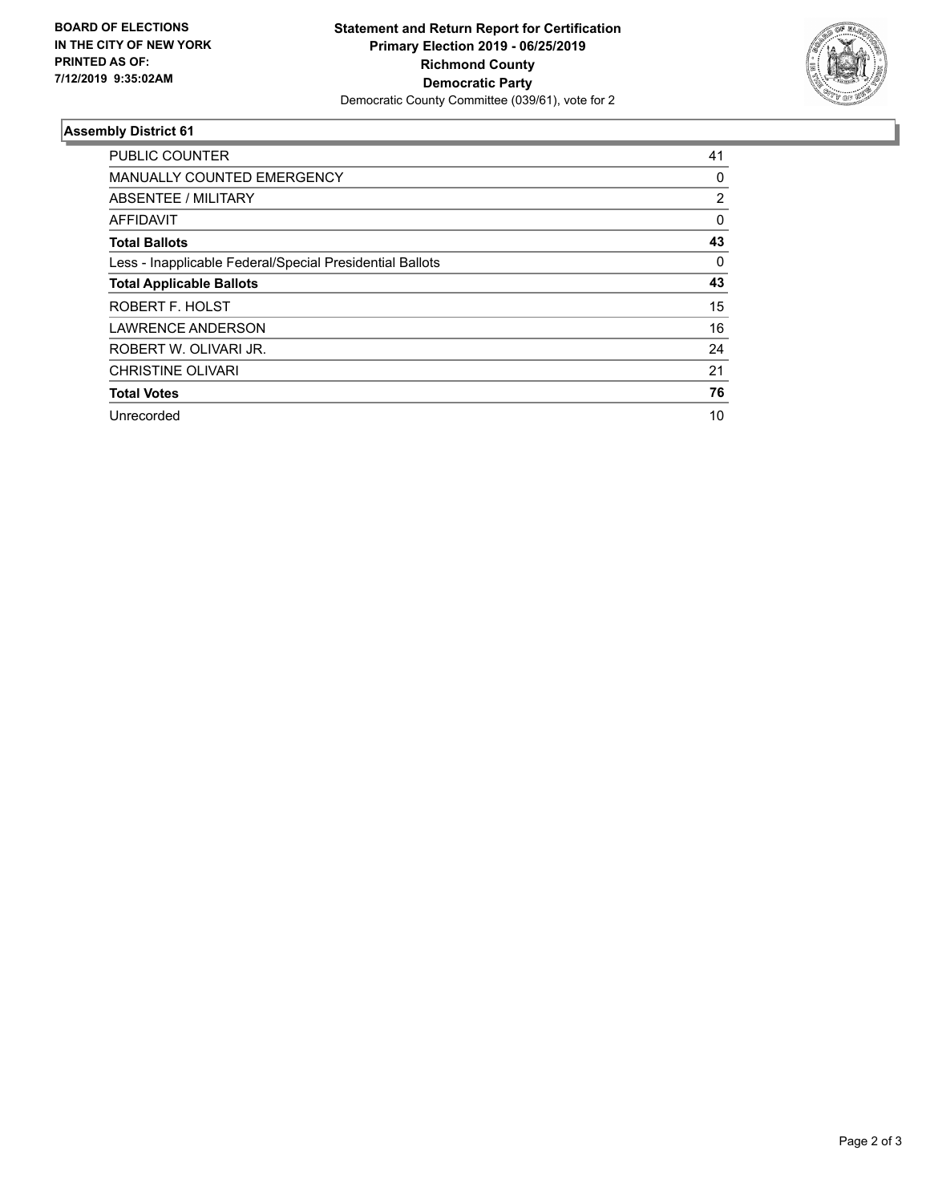**BOARD OF ELECTIONS IN THE CITY OF NEW YORK PRINTED AS OF: 7/12/2019 9:35:02AM**

**Statement and Return Report for Certification Primary Election 2019 - 06/25/2019 Richmond County Democratic Party**

Democratic County Committee (039/61), vote for 2

## Assembly District 61

| | |
|---|---|
| PUBLIC COUNTER | 41 |
| MANUALLY COUNTED EMERGENCY | 0 |
| ABSENTEE / MILITARY | 2 |
| AFFIDAVIT | 0 |
| **Total Ballots** | **43** |
| Less - Inapplicable Federal/Special Presidential Ballots | 0 |
| **Total Applicable Ballots** | **43** |
| ROBERT F. HOLST | 15 |
| LAWRENCE ANDERSON | 16 |
| ROBERT W. OLIVARI JR. | 24 |
| CHRISTINE OLIVARI | 21 |
| **Total Votes** | **76** |
| Unrecorded | 10 |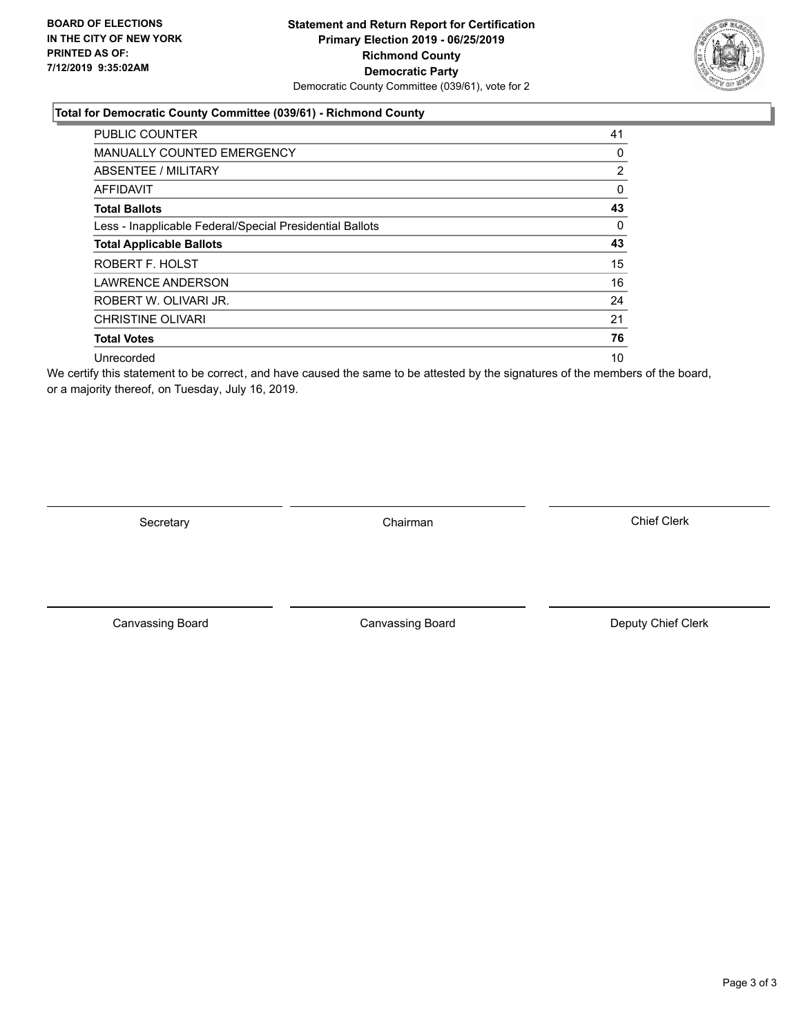**BOARD OF ELECTIONS IN THE CITY OF NEW YORK PRINTED AS OF: 7/12/2019 9:35:02AM**

**Statement and Return Report for Certification**
**Primary Election 2019 - 06/25/2019**
**Richmond County**
**Democratic Party**
Democratic County Committee (039/61), vote for 2

### Total for Democratic County Committee (039/61) - Richmond County

| | |
|---|---|
| PUBLIC COUNTER | 41 |
| MANUALLY COUNTED EMERGENCY | 0 |
| ABSENTEE / MILITARY | 2 |
| AFFIDAVIT | 0 |
| **Total Ballots** | **43** |
| Less - Inapplicable Federal/Special Presidential Ballots | 0 |
| **Total Applicable Ballots** | **43** |
| ROBERT F. HOLST | 15 |
| LAWRENCE ANDERSON | 16 |
| ROBERT W. OLIVARI JR. | 24 |
| CHRISTINE OLIVARI | 21 |
| **Total Votes** | **76** |
| Unrecorded | 10 |

We certify this statement to be correct, and have caused the same to be attested by the signatures of the members of the board, or a majority thereof, on Tuesday, July 16, 2019.

Secretary

Chairman

Chief Clerk

Canvassing Board

Canvassing Board

Deputy Chief Clerk